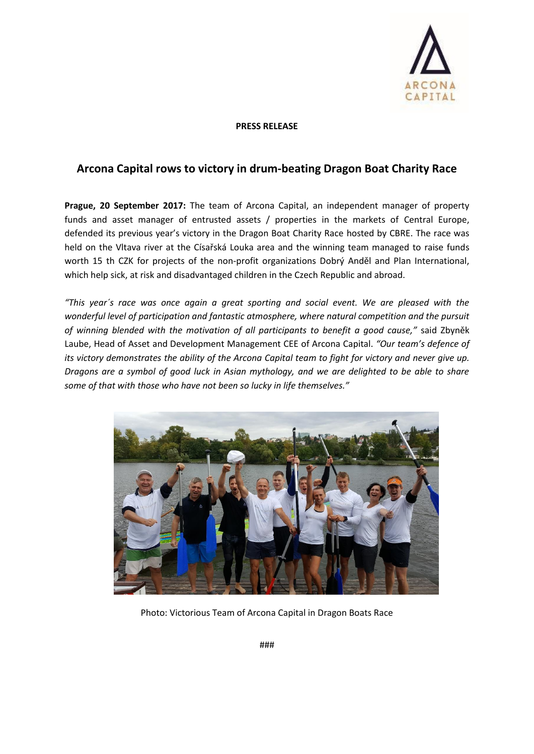**PRESS RELEASE**

## Arcona Capital rows to victory in drum-beating Dragon Boat Charity Race

**Prague, 20 September 2017:** The team of Arcona Capital, an independent manager of property funds and asset manager of entrusted assets / properties in the markets of Central Europe, defended its previous year's victory in the Dragon Boat Charity Race hosted by CBRE. The race was held on the Vltava river at the Císařská Louka area and the winning team managed to raise funds worth 15 th CZK for projects of the non-profit organizations Dobrý Anděl and Plan International, which help sick, at risk and disadvantaged children in the Czech Republic and abroad.

*"This year´s race was once again a great sporting and social event. We are pleased with the wonderful level of participation and fantastic atmosphere, where natural competition and the pursuit of winning blended with the motivation of all participants to benefit a good cause,"* said Zbyněk Laube, Head of Asset and Development Management CEE of Arcona Capital. *"Our team's defence of its victory demonstrates the ability of the Arcona Capital team to fight for victory and never give up. Dragons are a symbol of good luck in Asian mythology, and we are delighted to be able to share some of that with those who have not been so lucky in life themselves."*

Photo: Victorious Team of Arcona Capital in Dragon Boats Race

###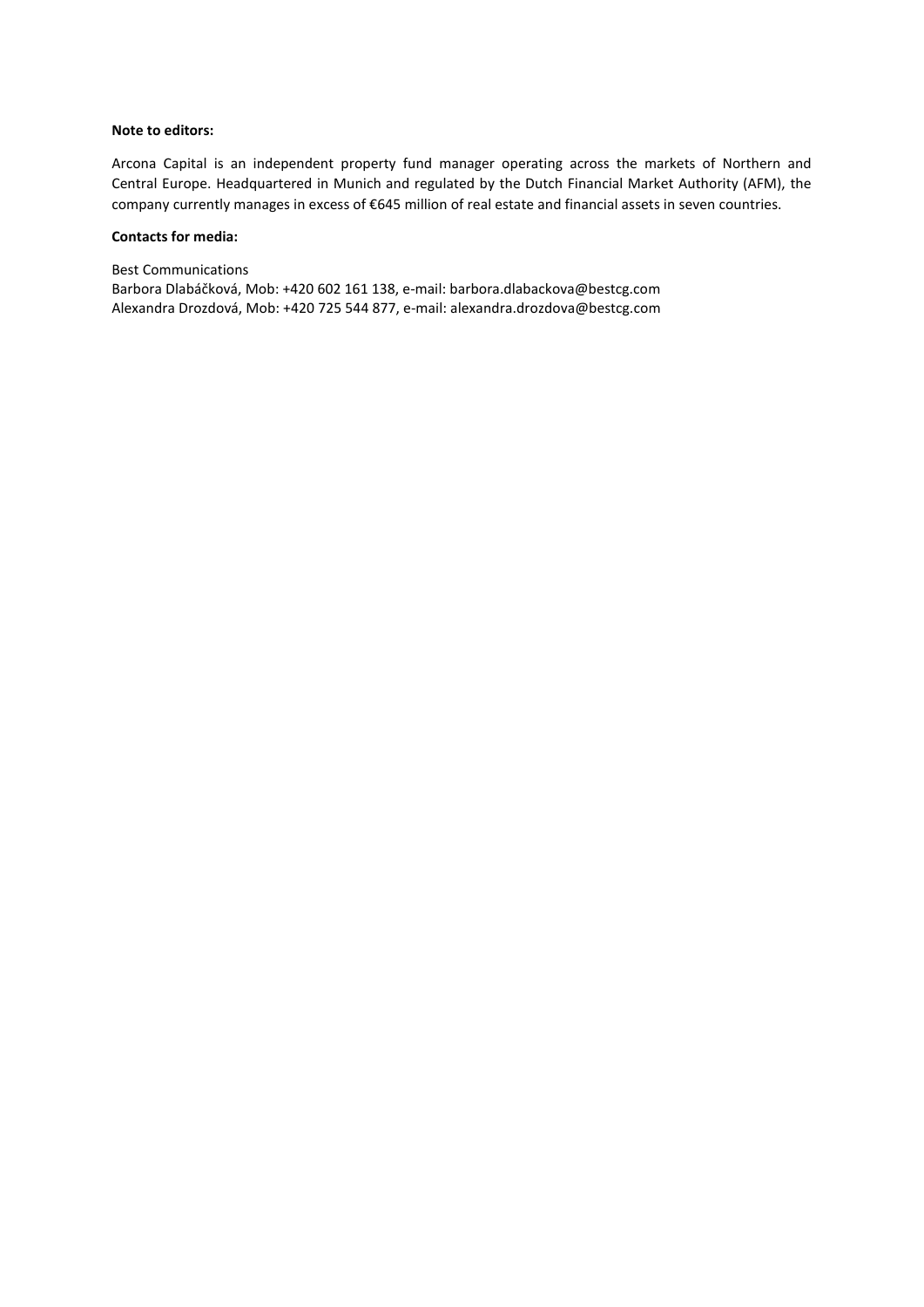**Note to editors:**

Arcona Capital is an independent property fund manager operating across the markets of Northern and Central Europe. Headquartered in Munich and regulated by the Dutch Financial Market Authority (AFM), the company currently manages in excess of €645 million of real estate and financial assets in seven countries.

**Contacts for media:**

Best Communications
Barbora Dlabáčková, Mob: +420 602 161 138, e-mail: barbora.dlabackova@bestcg.com
Alexandra Drozdová, Mob: +420 725 544 877, e-mail: alexandra.drozdova@bestcg.com